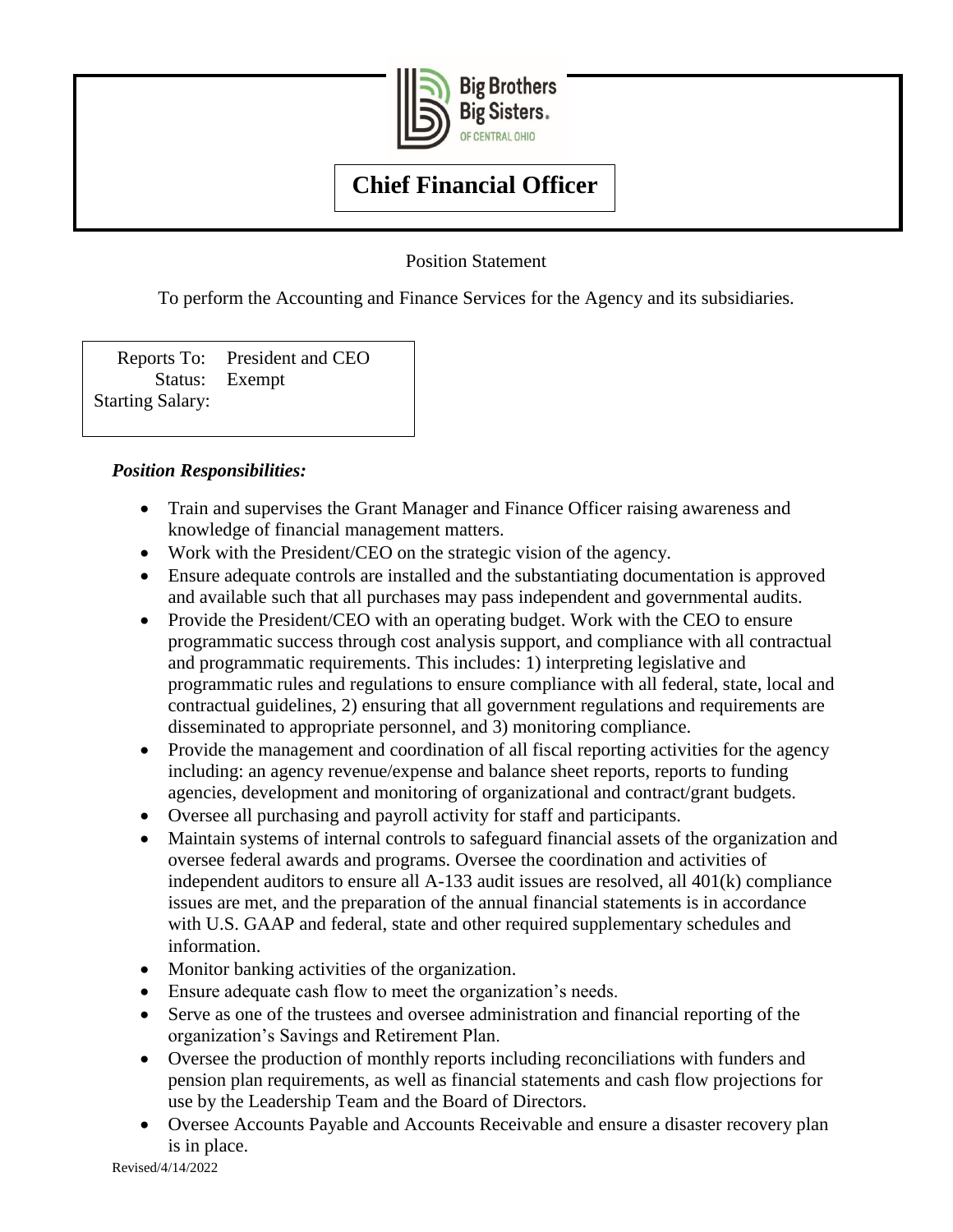# Chief Financial Officer

Position Statement

To perform the Accounting and Finance Services for the Agency and its subsidiaries.

Reports To: President and CEO
Status: Exempt
Starting Salary:

***Position Responsibilities:***

- Train and supervises the Grant Manager and Finance Officer raising awareness and knowledge of financial management matters.
- Work with the President/CEO on the strategic vision of the agency.
- Ensure adequate controls are installed and the substantiating documentation is approved and available such that all purchases may pass independent and governmental audits.
- Provide the President/CEO with an operating budget. Work with the CEO to ensure programmatic success through cost analysis support, and compliance with all contractual and programmatic requirements. This includes: 1) interpreting legislative and programmatic rules and regulations to ensure compliance with all federal, state, local and contractual guidelines, 2) ensuring that all government regulations and requirements are disseminated to appropriate personnel, and 3) monitoring compliance.
- Provide the management and coordination of all fiscal reporting activities for the agency including: an agency revenue/expense and balance sheet reports, reports to funding agencies, development and monitoring of organizational and contract/grant budgets.
- Oversee all purchasing and payroll activity for staff and participants.
- Maintain systems of internal controls to safeguard financial assets of the organization and oversee federal awards and programs. Oversee the coordination and activities of independent auditors to ensure all A-133 audit issues are resolved, all 401(k) compliance issues are met, and the preparation of the annual financial statements is in accordance with U.S. GAAP and federal, state and other required supplementary schedules and information.
- Monitor banking activities of the organization.
- Ensure adequate cash flow to meet the organization's needs.
- Serve as one of the trustees and oversee administration and financial reporting of the organization's Savings and Retirement Plan.
- Oversee the production of monthly reports including reconciliations with funders and pension plan requirements, as well as financial statements and cash flow projections for use by the Leadership Team and the Board of Directors.
- Oversee Accounts Payable and Accounts Receivable and ensure a disaster recovery plan is in place.

Revised/4/14/2022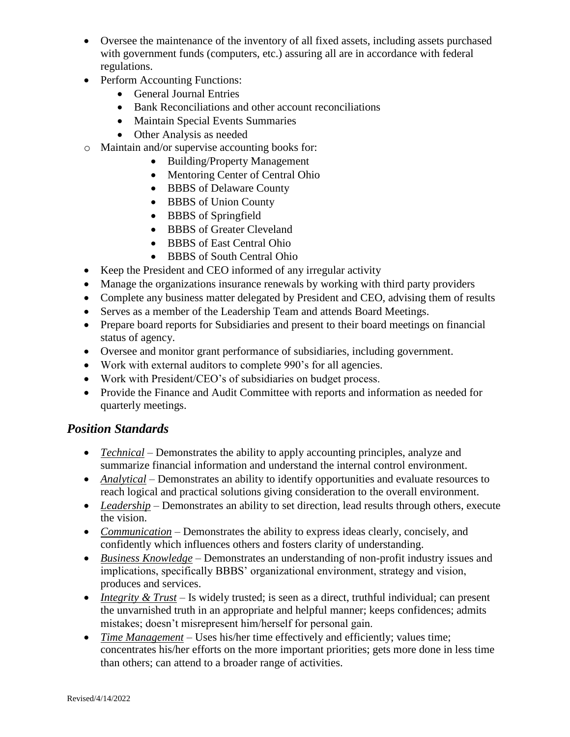- Oversee the maintenance of the inventory of all fixed assets, including assets purchased with government funds (computers, etc.) assuring all are in accordance with federal regulations.
- Perform Accounting Functions:
  - General Journal Entries
  - Bank Reconciliations and other account reconciliations
  - Maintain Special Events Summaries
  - Other Analysis as needed
- Maintain and/or supervise accounting books for:
  - Building/Property Management
  - Mentoring Center of Central Ohio
  - BBBS of Delaware County
  - BBBS of Union County
  - BBBS of Springfield
  - BBBS of Greater Cleveland
  - BBBS of East Central Ohio
  - BBBS of South Central Ohio
- Keep the President and CEO informed of any irregular activity
- Manage the organizations insurance renewals by working with third party providers
- Complete any business matter delegated by President and CEO, advising them of results
- Serves as a member of the Leadership Team and attends Board Meetings.
- Prepare board reports for Subsidiaries and present to their board meetings on financial status of agency.
- Oversee and monitor grant performance of subsidiaries, including government.
- Work with external auditors to complete 990's for all agencies.
- Work with President/CEO's of subsidiaries on budget process.
- Provide the Finance and Audit Committee with reports and information as needed for quarterly meetings.

## *Position Standards*

- ***Technical*** – Demonstrates the ability to apply accounting principles, analyze and summarize financial information and understand the internal control environment.
- ***Analytical*** – Demonstrates an ability to identify opportunities and evaluate resources to reach logical and practical solutions giving consideration to the overall environment.
- ***Leadership*** – Demonstrates an ability to set direction, lead results through others, execute the vision.
- ***Communication*** – Demonstrates the ability to express ideas clearly, concisely, and confidently which influences others and fosters clarity of understanding.
- ***Business Knowledge*** – Demonstrates an understanding of non-profit industry issues and implications, specifically BBBS' organizational environment, strategy and vision, produces and services.
- ***Integrity & Trust*** – Is widely trusted; is seen as a direct, truthful individual; can present the unvarnished truth in an appropriate and helpful manner; keeps confidences; admits mistakes; doesn't misrepresent him/herself for personal gain.
- ***Time Management*** – Uses his/her time effectively and efficiently; values time; concentrates his/her efforts on the more important priorities; gets more done in less time than others; can attend to a broader range of activities.

Revised/4/14/2022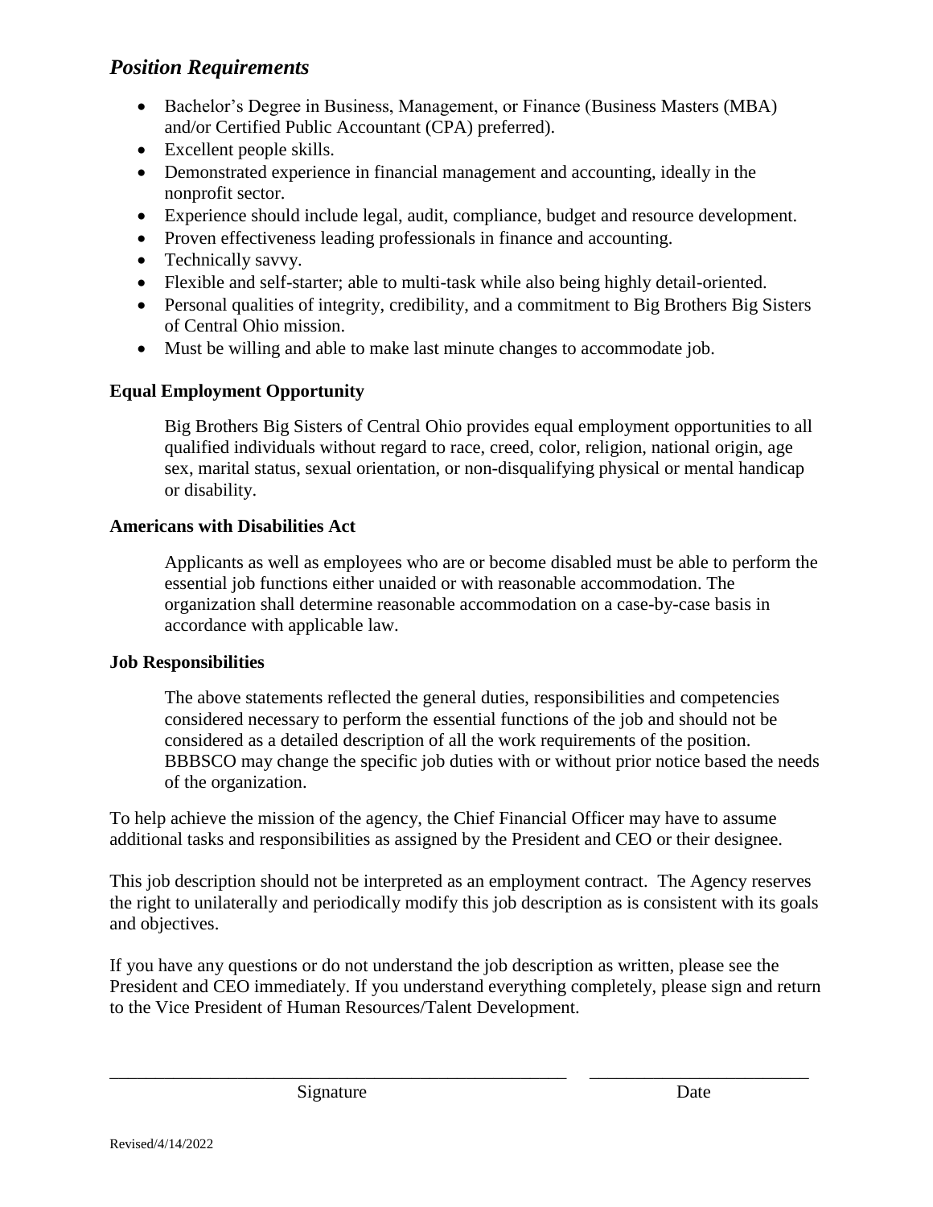## *Position Requirements*

- Bachelor's Degree in Business, Management, or Finance (Business Masters (MBA) and/or Certified Public Accountant (CPA) preferred).
- Excellent people skills.
- Demonstrated experience in financial management and accounting, ideally in the nonprofit sector.
- Experience should include legal, audit, compliance, budget and resource development.
- Proven effectiveness leading professionals in finance and accounting.
- Technically savvy.
- Flexible and self-starter; able to multi-task while also being highly detail-oriented.
- Personal qualities of integrity, credibility, and a commitment to Big Brothers Big Sisters of Central Ohio mission.
- Must be willing and able to make last minute changes to accommodate job.

**Equal Employment Opportunity**

Big Brothers Big Sisters of Central Ohio provides equal employment opportunities to all qualified individuals without regard to race, creed, color, religion, national origin, age sex, marital status, sexual orientation, or non-disqualifying physical or mental handicap or disability.

**Americans with Disabilities Act**

Applicants as well as employees who are or become disabled must be able to perform the essential job functions either unaided or with reasonable accommodation. The organization shall determine reasonable accommodation on a case-by-case basis in accordance with applicable law.

**Job Responsibilities**

The above statements reflected the general duties, responsibilities and competencies considered necessary to perform the essential functions of the job and should not be considered as a detailed description of all the work requirements of the position. BBBSCO may change the specific job duties with or without prior notice based the needs of the organization.

To help achieve the mission of the agency, the Chief Financial Officer may have to assume additional tasks and responsibilities as assigned by the President and CEO or their designee.

This job description should not be interpreted as an employment contract. The Agency reserves the right to unilaterally and periodically modify this job description as is consistent with its goals and objectives.

If you have any questions or do not understand the job description as written, please see the President and CEO immediately. If you understand everything completely, please sign and return to the Vice President of Human Resources/Talent Development.

\_\_\_\_\_\_\_\_\_\_\_\_\_\_\_\_\_\_\_\_\_\_\_\_\_\_\_\_\_\_\_\_\_\_\_\_\_\_\_\_\_\_\_\_ \_\_\_\_\_\_\_\_\_\_\_\_\_\_\_\_\_\_\_\_\_\_\_\_

Signature Date

Revised/4/14/2022